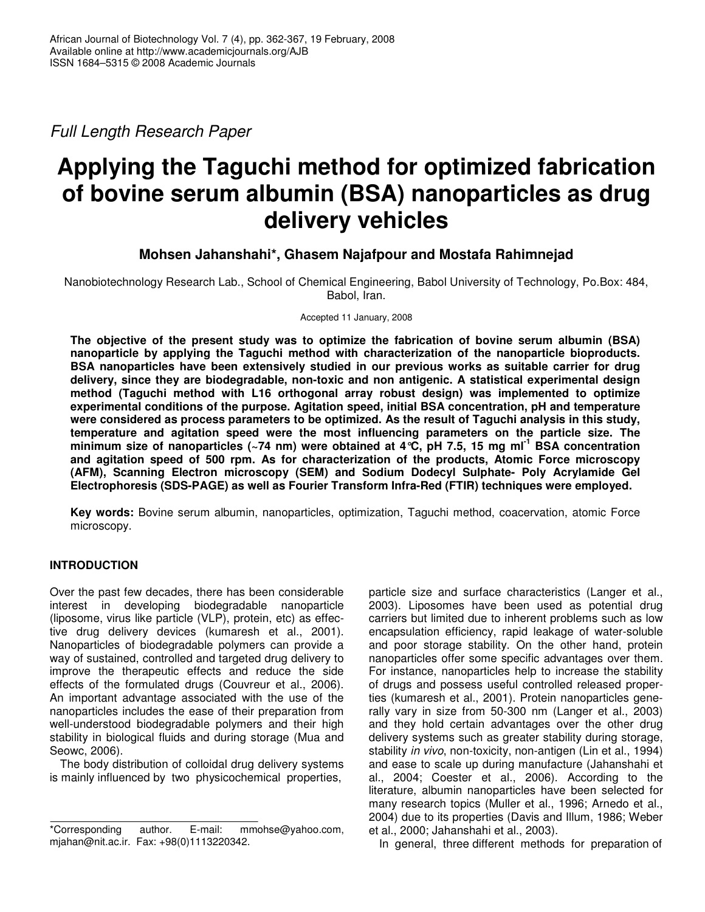*Full Length Research Paper*

# Applying the Taguchi method for optimized fabrication of bovine serum albumin (BSA) nanoparticles as drug delivery vehicles

**Mohsen Jahanshahi*, Ghasem Najafpour and Mostafa Rahimnejad**

Nanobiotechnology Research Lab., School of Chemical Engineering, Babol University of Technology, Po.Box: 484, Babol, Iran.

Accepted 11 January, 2008

**The objective of the present study was to optimize the fabrication of bovine serum albumin (BSA) nanoparticle by applying the Taguchi method with characterization of the nanoparticle bioproducts. BSA nanoparticles have been extensively studied in our previous works as suitable carrier for drug delivery, since they are biodegradable, non-toxic and non antigenic. A statistical experimental design method (Taguchi method with L16 orthogonal array robust design) was implemented to optimize experimental conditions of the purpose. Agitation speed, initial BSA concentration, pH and temperature were considered as process parameters to be optimized. As the result of Taguchi analysis in this study, temperature and agitation speed were the most influencing parameters on the particle size. The minimum size of nanoparticles (~74 nm) were obtained at 4°C, pH 7.5, 15 mg ml$^{-1}$ BSA concentration and agitation speed of 500 rpm. As for characterization of the products, Atomic Force microscopy (AFM), Scanning Electron microscopy (SEM) and Sodium Dodecyl Sulphate- Poly Acrylamide Gel Electrophoresis (SDS-PAGE) as well as Fourier Transform Infra-Red (FTIR) techniques were employed.**

**Key words:** Bovine serum albumin, nanoparticles, optimization, Taguchi method, coacervation, atomic Force microscopy.

## INTRODUCTION

Over the past few decades, there has been considerable interest in developing biodegradable nanoparticle (liposome, virus like particle (VLP), protein, etc) as effective drug delivery devices (kumaresh et al., 2001). Nanoparticles of biodegradable polymers can provide a way of sustained, controlled and targeted drug delivery to improve the therapeutic effects and reduce the side effects of the formulated drugs (Couvreur et al., 2006). An important advantage associated with the use of the nanoparticles includes the ease of their preparation from well-understood biodegradable polymers and their high stability in biological fluids and during storage (Mua and Seowc, 2006).

The body distribution of colloidal drug delivery systems is mainly influenced by two physicochemical properties, particle size and surface characteristics (Langer et al., 2003). Liposomes have been used as potential drug carriers but limited due to inherent problems such as low encapsulation efficiency, rapid leakage of water-soluble and poor storage stability. On the other hand, protein nanoparticles offer some specific advantages over them. For instance, nanoparticles help to increase the stability of drugs and possess useful controlled released properties (kumaresh et al., 2001). Protein nanoparticles generally vary in size from 50-300 nm (Langer et al., 2003) and they hold certain advantages over the other drug delivery systems such as greater stability during storage, stability *in vivo*, non-toxicity, non-antigen (Lin et al., 1994) and ease to scale up during manufacture (Jahanshahi et al., 2004; Coester et al., 2006). According to the literature, albumin nanoparticles have been selected for many research topics (Muller et al., 1996; Arnedo et al., 2004) due to its properties (Davis and Illum, 1986; Weber et al., 2000; Jahanshahi et al., 2003).

In general, three different methods for preparation of

*Corresponding author. E-mail: mmohse@yahoo.com, mjahan@nit.ac.ir. Fax: +98(0)1113220342.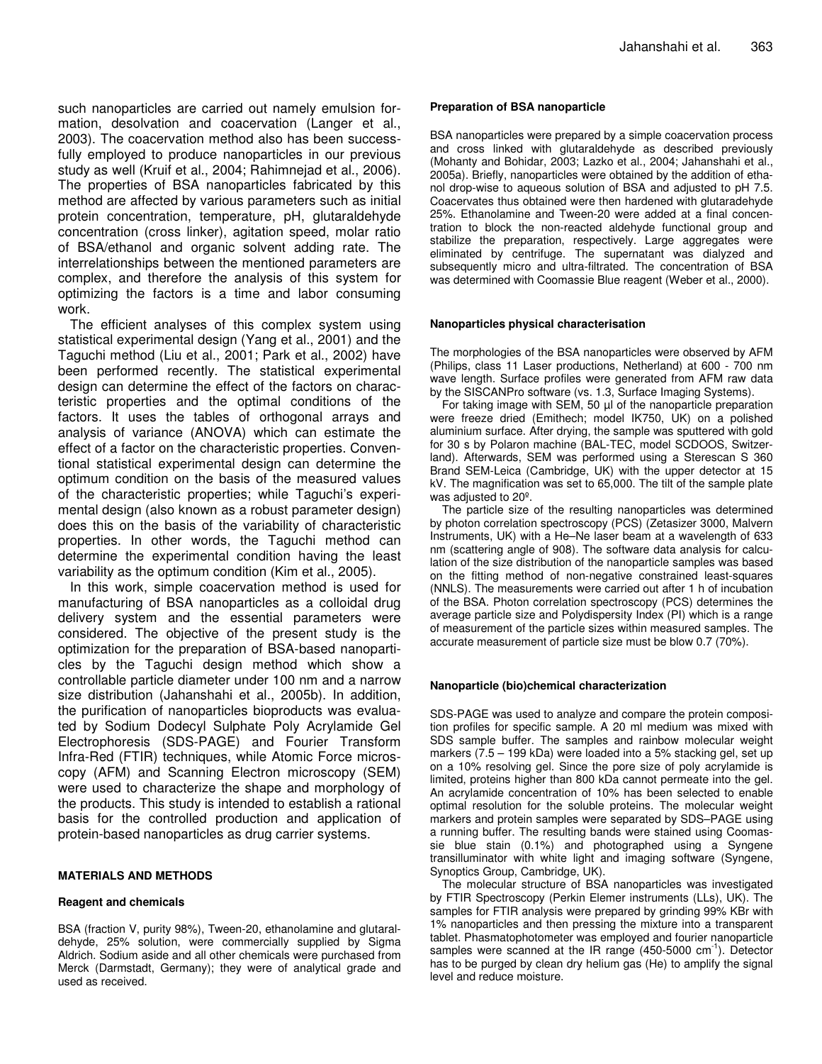such nanoparticles are carried out namely emulsion formation, desolvation and coacervation (Langer et al., 2003). The coacervation method also has been successfully employed to produce nanoparticles in our previous study as well (Kruif et al., 2004; Rahimnejad et al., 2006). The properties of BSA nanoparticles fabricated by this method are affected by various parameters such as initial protein concentration, temperature, pH, glutaraldehyde concentration (cross linker), agitation speed, molar ratio of BSA/ethanol and organic solvent adding rate. The interrelationships between the mentioned parameters are complex, and therefore the analysis of this system for optimizing the factors is a time and labor consuming work.

The efficient analyses of this complex system using statistical experimental design (Yang et al., 2001) and the Taguchi method (Liu et al., 2001; Park et al., 2002) have been performed recently. The statistical experimental design can determine the effect of the factors on characteristic properties and the optimal conditions of the factors. It uses the tables of orthogonal arrays and analysis of variance (ANOVA) which can estimate the effect of a factor on the characteristic properties. Conventional statistical experimental design can determine the optimum condition on the basis of the measured values of the characteristic properties; while Taguchi's experimental design (also known as a robust parameter design) does this on the basis of the variability of characteristic properties. In other words, the Taguchi method can determine the experimental condition having the least variability as the optimum condition (Kim et al., 2005).

In this work, simple coacervation method is used for manufacturing of BSA nanoparticles as a colloidal drug delivery system and the essential parameters were considered. The objective of the present study is the optimization for the preparation of BSA-based nanoparticles by the Taguchi design method which show a controllable particle diameter under 100 nm and a narrow size distribution (Jahanshahi et al., 2005b). In addition, the purification of nanoparticles bioproducts was evaluated by Sodium Dodecyl Sulphate Poly Acrylamide Gel Electrophoresis (SDS-PAGE) and Fourier Transform Infra-Red (FTIR) techniques, while Atomic Force microscopy (AFM) and Scanning Electron microscopy (SEM) were used to characterize the shape and morphology of the products. This study is intended to establish a rational basis for the controlled production and application of protein-based nanoparticles as drug carrier systems.

## MATERIALS AND METHODS

### Reagent and chemicals

BSA (fraction V, purity 98%), Tween-20, ethanolamine and glutaraldehyde, 25% solution, were commercially supplied by Sigma Aldrich. Sodium aside and all other chemicals were purchased from Merck (Darmstadt, Germany); they were of analytical grade and used as received.

### Preparation of BSA nanoparticle

BSA nanoparticles were prepared by a simple coacervation process and cross linked with glutaraldehyde as described previously (Mohanty and Bohidar, 2003; Lazko et al., 2004; Jahanshahi et al., 2005a). Briefly, nanoparticles were obtained by the addition of ethanol drop-wise to aqueous solution of BSA and adjusted to pH 7.5. Coacervates thus obtained were then hardened with glutaradehyde 25%. Ethanolamine and Tween-20 were added at a final concentration to block the non-reacted aldehyde functional group and stabilize the preparation, respectively. Large aggregates were eliminated by centrifuge. The supernatant was dialyzed and subsequently micro and ultra-filtrated. The concentration of BSA was determined with Coomassie Blue reagent (Weber et al., 2000).

### Nanoparticles physical characterisation

The morphologies of the BSA nanoparticles were observed by AFM (Philips, class 11 Laser productions, Netherland) at 600 - 700 nm wave length. Surface profiles were generated from AFM raw data by the SISCANPro software (vs. 1.3, Surface Imaging Systems).

For taking image with SEM, 50 µl of the nanoparticle preparation were freeze dried (Emithech; model IK750, UK) on a polished aluminium surface. After drying, the sample was sputtered with gold for 30 s by Polaron machine (BAL-TEC, model SCDOOS, Switzerland). Afterwards, SEM was performed using a Sterescan S 360 Brand SEM-Leica (Cambridge, UK) with the upper detector at 15 kV. The magnification was set to 65,000. The tilt of the sample plate was adjusted to 20º.

The particle size of the resulting nanoparticles was determined by photon correlation spectroscopy (PCS) (Zetasizer 3000, Malvern Instruments, UK) with a He–Ne laser beam at a wavelength of 633 nm (scattering angle of 908). The software data analysis for calculation of the size distribution of the nanoparticle samples was based on the fitting method of non-negative constrained least-squares (NNLS). The measurements were carried out after 1 h of incubation of the BSA. Photon correlation spectroscopy (PCS) determines the average particle size and Polydispersity Index (PI) which is a range of measurement of the particle sizes within measured samples. The accurate measurement of particle size must be blow 0.7 (70%).

### Nanoparticle (bio)chemical characterization

SDS-PAGE was used to analyze and compare the protein composition profiles for specific sample. A 20 ml medium was mixed with SDS sample buffer. The samples and rainbow molecular weight markers (7.5 – 199 kDa) were loaded into a 5% stacking gel, set up on a 10% resolving gel. Since the pore size of poly acrylamide is limited, proteins higher than 800 kDa cannot permeate into the gel. An acrylamide concentration of 10% has been selected to enable optimal resolution for the soluble proteins. The molecular weight markers and protein samples were separated by SDS–PAGE using a running buffer. The resulting bands were stained using Coomassie blue stain (0.1%) and photographed using a Syngene transilluminator with white light and imaging software (Syngene, Synoptics Group, Cambridge, UK).

The molecular structure of BSA nanoparticles was investigated by FTIR Spectroscopy (Perkin Elemer instruments (LLs), UK). The samples for FTIR analysis were prepared by grinding 99% KBr with 1% nanoparticles and then pressing the mixture into a transparent tablet. Phasmatophotometer was employed and fourier nanoparticle samples were scanned at the IR range (450-5000 $cm^{-1}$). Detector has to be purged by clean dry helium gas (He) to amplify the signal level and reduce moisture.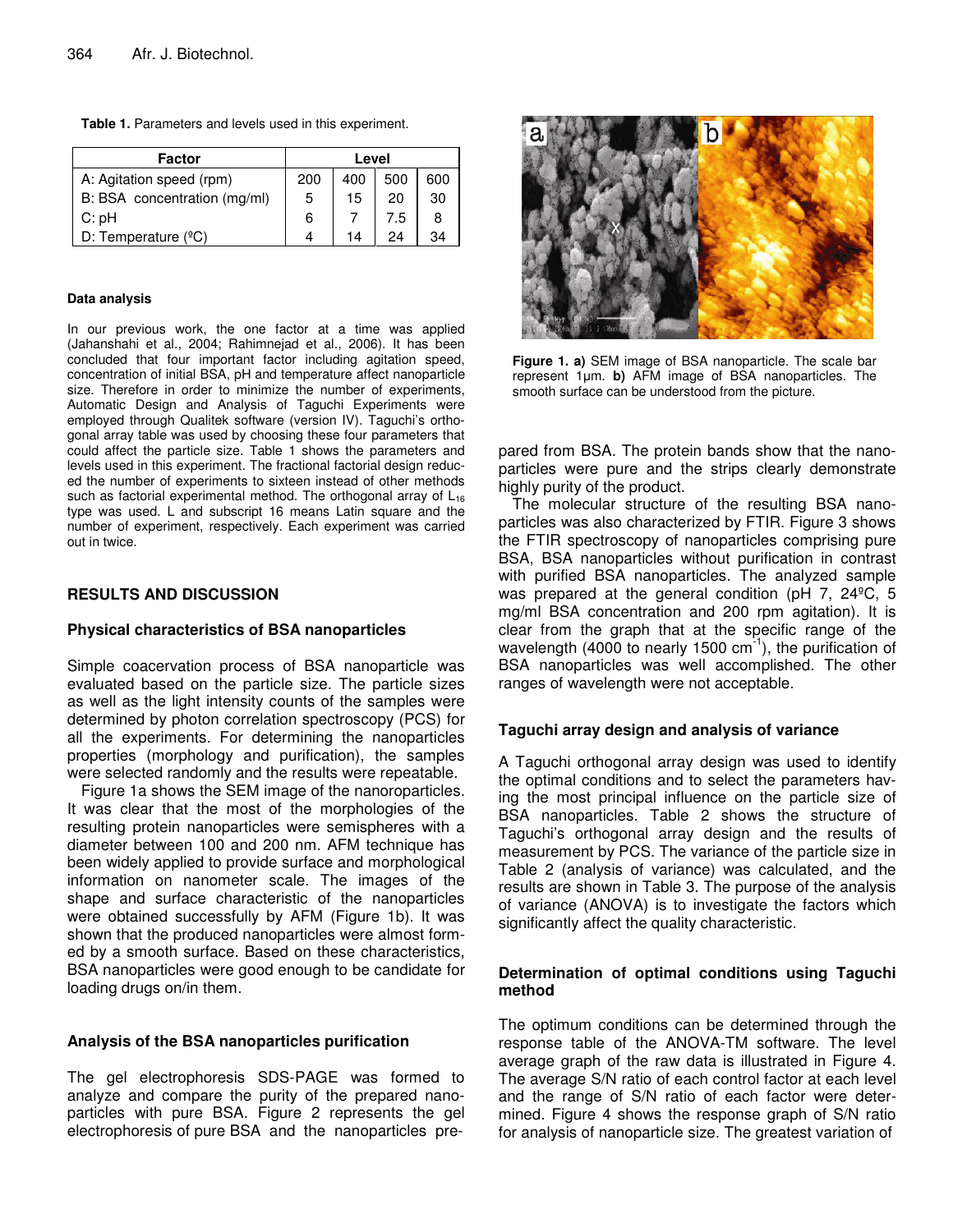**Table 1.** Parameters and levels used in this experiment.

| Factor | Level | | | |
|---|---|---|---|---|
| A: Agitation speed (rpm) | 200 | 400 | 500 | 600 |
| B: BSA concentration (mg/ml) | 5 | 15 | 20 | 30 |
| C: pH | 6 | 7 | 7.5 | 8 |
| D: Temperature (ºC) | 4 | 14 | 24 | 34 |

#### Data analysis

In our previous work, the one factor at a time was applied (Jahanshahi et al., 2004; Rahimnejad et al., 2006). It has been concluded that four important factor including agitation speed, concentration of initial BSA, pH and temperature affect nanoparticle size. Therefore in order to minimize the number of experiments, Automatic Design and Analysis of Taguchi Experiments were employed through Qualitek software (version IV). Taguchi's orthogonal array table was used by choosing these four parameters that could affect the particle size. Table 1 shows the parameters and levels used in this experiment. The fractional factorial design reduced the number of experiments to sixteen instead of other methods such as factorial experimental method. The orthogonal array of $L_{16}$ type was used. L and subscript 16 means Latin square and the number of experiment, respectively. Each experiment was carried out in twice.

## RESULTS AND DISCUSSION

### Physical characteristics of BSA nanoparticles

Simple coacervation process of BSA nanoparticle was evaluated based on the particle size. The particle sizes as well as the light intensity counts of the samples were determined by photon correlation spectroscopy (PCS) for all the experiments. For determining the nanoparticles properties (morphology and purification), the samples were selected randomly and the results were repeatable.

Figure 1a shows the SEM image of the nanoroparticles. It was clear that the most of the morphologies of the resulting protein nanoparticles were semispheres with a diameter between 100 and 200 nm. AFM technique has been widely applied to provide surface and morphological information on nanometer scale. The images of the shape and surface characteristic of the nanoparticles were obtained successfully by AFM (Figure 1b). It was shown that the produced nanoparticles were almost formed by a smooth surface. Based on these characteristics, BSA nanoparticles were good enough to be candidate for loading drugs on/in them.

**Figure 1. a)** SEM image of BSA nanoparticle. The scale bar represent 1µm. **b)** AFM image of BSA nanoparticles. The smooth surface can be understood from the picture.

### Analysis of the BSA nanoparticles purification

The gel electrophoresis SDS-PAGE was formed to analyze and compare the purity of the prepared nanoparticles with pure BSA. Figure 2 represents the gel electrophoresis of pure BSA and the nanoparticles prepared from BSA. The protein bands show that the nanoparticles were pure and the strips clearly demonstrate highly purity of the product.

The molecular structure of the resulting BSA nanoparticles was also characterized by FTIR. Figure 3 shows the FTIR spectroscopy of nanoparticles comprising pure BSA, BSA nanoparticles without purification in contrast with purified BSA nanoparticles. The analyzed sample was prepared at the general condition (pH 7, 24ºC, 5 mg/ml BSA concentration and 200 rpm agitation). It is clear from the graph that at the specific range of the wavelength (4000 to nearly 1500 cm$^{-1}$), the purification of BSA nanoparticles was well accomplished. The other ranges of wavelength were not acceptable.

### Taguchi array design and analysis of variance

A Taguchi orthogonal array design was used to identify the optimal conditions and to select the parameters having the most principal influence on the particle size of BSA nanoparticles. Table 2 shows the structure of Taguchi's orthogonal array design and the results of measurement by PCS. The variance of the particle size in Table 2 (analysis of variance) was calculated, and the results are shown in Table 3. The purpose of the analysis of variance (ANOVA) is to investigate the factors which significantly affect the quality characteristic.

### Determination of optimal conditions using Taguchi method

The optimum conditions can be determined through the response table of the ANOVA-TM software. The level average graph of the raw data is illustrated in Figure 4. The average S/N ratio of each control factor at each level and the range of S/N ratio of each factor were determined. Figure 4 shows the response graph of S/N ratio for analysis of nanoparticle size. The greatest variation of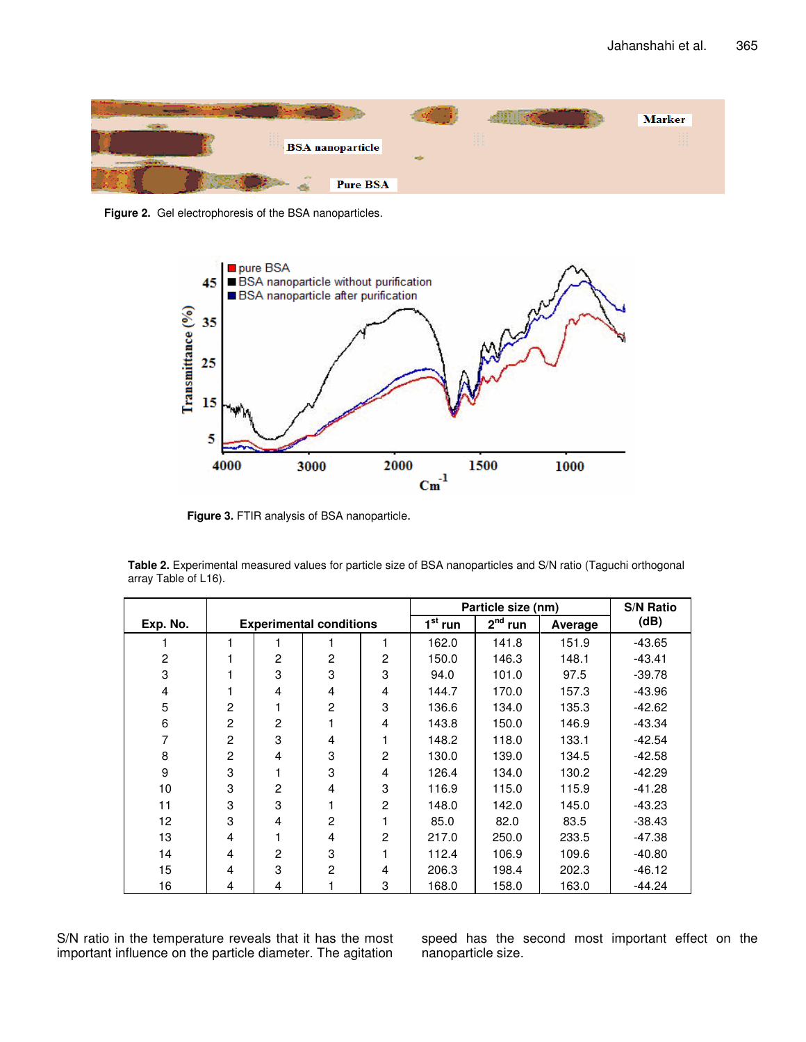Marker

BSA nanoparticle

Pure BSA

**Figure 2.** Gel electrophoresis of the BSA nanoparticles.

pure BSA
BSA nanoparticle without purification
BSA nanoparticle after purification

Transmittance (%)

45
35
25
15
5

4000 3000 2000 1500 1000

$Cm^{-1}$

**Figure 3.** FTIR analysis of BSA nanoparticle.

**Table 2.** Experimental measured values for particle size of BSA nanoparticles and S/N ratio (Taguchi orthogonal array Table of L16).

| Exp. No. | Experimental conditions | | | | Particle size (nm) | | | S/N Ratio (dB) |
|---|---|---|---|---|---|---|---|---|
| | | | | | 1st run | 2nd run | Average | |
| 1 | 1 | 1 | 1 | 1 | 162.0 | 141.8 | 151.9 | -43.65 |
| 2 | 1 | 2 | 2 | 2 | 150.0 | 146.3 | 148.1 | -43.41 |
| 3 | 1 | 3 | 3 | 3 | 94.0 | 101.0 | 97.5 | -39.78 |
| 4 | 1 | 4 | 4 | 4 | 144.7 | 170.0 | 157.3 | -43.96 |
| 5 | 2 | 1 | 2 | 3 | 136.6 | 134.0 | 135.3 | -42.62 |
| 6 | 2 | 2 | 1 | 4 | 143.8 | 150.0 | 146.9 | -43.34 |
| 7 | 2 | 3 | 4 | 1 | 148.2 | 118.0 | 133.1 | -42.54 |
| 8 | 2 | 4 | 3 | 2 | 130.0 | 139.0 | 134.5 | -42.58 |
| 9 | 3 | 1 | 3 | 4 | 126.4 | 134.0 | 130.2 | -42.29 |
| 10 | 3 | 2 | 4 | 3 | 116.9 | 115.0 | 115.9 | -41.28 |
| 11 | 3 | 3 | 1 | 2 | 148.0 | 142.0 | 145.0 | -43.23 |
| 12 | 3 | 4 | 2 | 1 | 85.0 | 82.0 | 83.5 | -38.43 |
| 13 | 4 | 1 | 4 | 2 | 217.0 | 250.0 | 233.5 | -47.38 |
| 14 | 4 | 2 | 3 | 1 | 112.4 | 106.9 | 109.6 | -40.80 |
| 15 | 4 | 3 | 2 | 4 | 206.3 | 198.4 | 202.3 | -46.12 |
| 16 | 4 | 4 | 1 | 3 | 168.0 | 158.0 | 163.0 | -44.24 |

S/N ratio in the temperature reveals that it has the most important influence on the particle diameter. The agitation speed has the second most important effect on the nanoparticle size.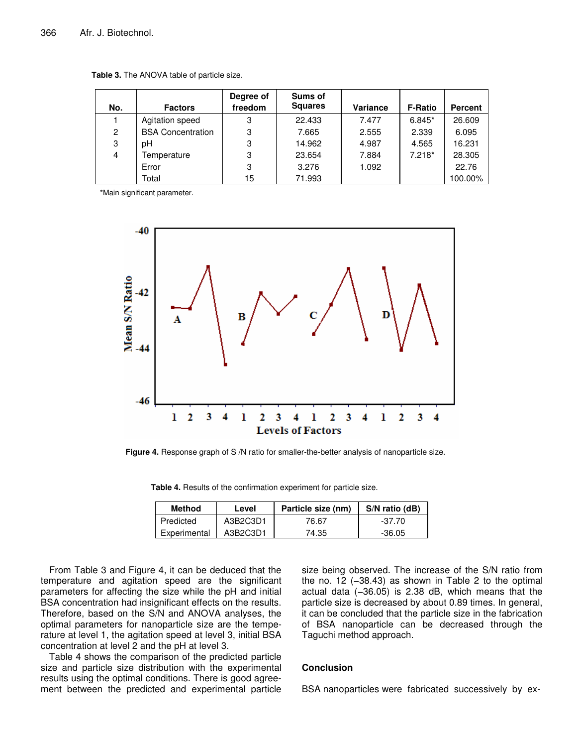**Table 3.** The ANOVA table of particle size.

| No. | Factors | Degree of freedom | Sums of Squares | Variance | F-Ratio | Percent |
|---|---|---|---|---|---|---|
| 1 | Agitation speed | 3 | 22.433 | 7.477 | 6.845* | 26.609 |
| 2 | BSA Concentration | 3 | 7.665 | 2.555 | 2.339 | 6.095 |
| 3 | pH | 3 | 14.962 | 4.987 | 4.565 | 16.231 |
| 4 | Temperature | 3 | 23.654 | 7.884 | 7.218* | 28.305 |
| | Error | 3 | 3.276 | 1.092 | | 22.76 |
| | Total | 15 | 71.993 | | | 100.00% |

*Main significant parameter.

Mean S/N Ratio

-40

-42

-44

-46

A

B

C

D

1 2 3 4 1 2 3 4 1 2 3 4 1 2 3 4

Levels of Factors

**Figure 4.** Response graph of S /N ratio for smaller-the-better analysis of nanoparticle size.

**Table 4.** Results of the confirmation experiment for particle size.

| Method | Level | Particle size (nm) | S/N ratio (dB) |
|---|---|---|---|
| Predicted | A3B2C3D1 | 76.67 | -37.70 |
| Experimental | A3B2C3D1 | 74.35 | -36.05 |

From Table 3 and Figure 4, it can be deduced that the temperature and agitation speed are the significant parameters for affecting the size while the pH and initial BSA concentration had insignificant effects on the results. Therefore, based on the S/N and ANOVA analyses, the optimal parameters for nanoparticle size are the temperature at level 1, the agitation speed at level 3, initial BSA concentration at level 2 and the pH at level 3.

Table 4 shows the comparison of the predicted particle size and particle size distribution with the experimental results using the optimal conditions. There is good agreement between the predicted and experimental particle size being observed. The increase of the S/N ratio from the no. 12 (−38.43) as shown in Table 2 to the optimal actual data (−36.05) is 2.38 dB, which means that the particle size is decreased by about 0.89 times. In general, it can be concluded that the particle size in the fabrication of BSA nanoparticle can be decreased through the Taguchi method approach.

## Conclusion

BSA nanoparticles were fabricated successively by ex-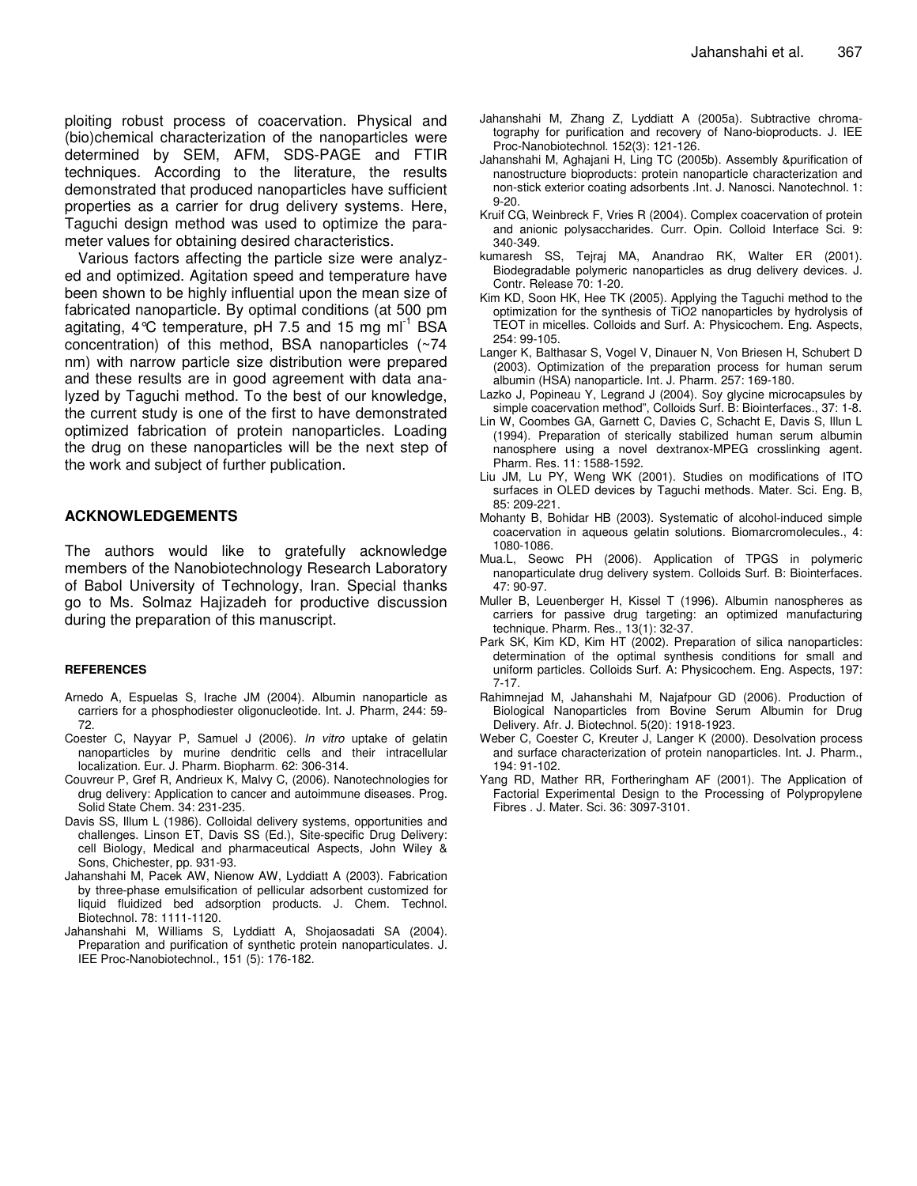ploiting robust process of coacervation. Physical and (bio)chemical characterization of the nanoparticles were determined by SEM, AFM, SDS-PAGE and FTIR techniques. According to the literature, the results demonstrated that produced nanoparticles have sufficient properties as a carrier for drug delivery systems. Here, Taguchi design method was used to optimize the parameter values for obtaining desired characteristics.

Various factors affecting the particle size were analyzed and optimized. Agitation speed and temperature have been shown to be highly influential upon the mean size of fabricated nanoparticle. By optimal conditions (at 500 pm agitating, 4°C temperature, pH 7.5 and 15 mg ml$^{-1}$ BSA concentration) of this method, BSA nanoparticles (~74 nm) with narrow particle size distribution were prepared and these results are in good agreement with data analyzed by Taguchi method. To the best of our knowledge, the current study is one of the first to have demonstrated optimized fabrication of protein nanoparticles. Loading the drug on these nanoparticles will be the next step of the work and subject of further publication.

## ACKNOWLEDGEMENTS

The authors would like to gratefully acknowledge members of the Nanobiotechnology Research Laboratory of Babol University of Technology, Iran. Special thanks go to Ms. Solmaz Hajizadeh for productive discussion during the preparation of this manuscript.

### REFERENCES

Arnedo A, Espuelas S, Irache JM (2004). Albumin nanoparticle as carriers for a phosphodiester oligonucleotide. Int. J. Pharm, 244: 59-72.

Coester C, Nayyar P, Samuel J (2006). *In vitro* uptake of gelatin nanoparticles by murine dendritic cells and their intracellular localization. Eur. J. Pharm. Biopharm. 62: 306-314.

Couvreur P, Gref R, Andrieux K, Malvy C, (2006). Nanotechnologies for drug delivery: Application to cancer and autoimmune diseases. Prog. Solid State Chem. 34: 231-235.

Davis SS, Illum L (1986). Colloidal delivery systems, opportunities and challenges. Linson ET, Davis SS (Ed.), Site-specific Drug Delivery: cell Biology, Medical and pharmaceutical Aspects, John Wiley & Sons, Chichester, pp. 931-93.

Jahanshahi M, Pacek AW, Nienow AW, Lyddiatt A (2003). Fabrication by three-phase emulsification of pellicular adsorbent customized for liquid fluidized bed adsorption products. J. Chem. Technol. Biotechnol. 78: 1111-1120.

Jahanshahi M, Williams S, Lyddiatt A, Shojaosadati SA (2004). Preparation and purification of synthetic protein nanoparticulates. J. IEE Proc-Nanobiotechnol., 151 (5): 176-182.

Jahanshahi M, Zhang Z, Lyddiatt A (2005a). Subtractive chromatography for purification and recovery of Nano-bioproducts. J. IEE Proc-Nanobiotechnol. 152(3): 121-126.

Jahanshahi M, Aghajani H, Ling TC (2005b). Assembly &purification of nanostructure bioproducts: protein nanoparticle characterization and non-stick exterior coating adsorbents .Int. J. Nanosci. Nanotechnol. 1: 9-20.

Kruif CG, Weinbreck F, Vries R (2004). Complex coacervation of protein and anionic polysaccharides. Curr. Opin. Colloid Interface Sci. 9: 340-349.

kumaresh SS, Tejraj MA, Anandrao RK, Walter ER (2001). Biodegradable polymeric nanoparticles as drug delivery devices. J. Contr. Release 70: 1-20.

Kim KD, Soon HK, Hee TK (2005). Applying the Taguchi method to the optimization for the synthesis of TiO2 nanoparticles by hydrolysis of TEOT in micelles. Colloids and Surf. A: Physicochem. Eng. Aspects, 254: 99-105.

Langer K, Balthasar S, Vogel V, Dinauer N, Von Briesen H, Schubert D (2003). Optimization of the preparation process for human serum albumin (HSA) nanoparticle. Int. J. Pharm. 257: 169-180.

Lazko J, Popineau Y, Legrand J (2004). Soy glycine microcapsules by simple coacervation method", Colloids Surf. B: Biointerfaces., 37: 1-8.

Lin W, Coombes GA, Garnett C, Davies C, Schacht E, Davis S, Illun L (1994). Preparation of sterically stabilized human serum albumin nanosphere using a novel dextranox-MPEG crosslinking agent. Pharm. Res. 11: 1588-1592.

Liu JM, Lu PY, Weng WK (2001). Studies on modifications of ITO surfaces in OLED devices by Taguchi methods. Mater. Sci. Eng. B, 85: 209-221.

Mohanty B, Bohidar HB (2003). Systematic of alcohol-induced simple coacervation in aqueous gelatin solutions. Biomarcromolecules., 4: 1080-1086.

Mua.L, Seowc PH (2006). Application of TPGS in polymeric nanoparticulate drug delivery system. Colloids Surf. B: Biointerfaces. 47: 90-97.

Muller B, Leuenberger H, Kissel T (1996). Albumin nanospheres as carriers for passive drug targeting: an optimized manufacturing technique. Pharm. Res., 13(1): 32-37.

Park SK, Kim KD, Kim HT (2002). Preparation of silica nanoparticles: determination of the optimal synthesis conditions for small and uniform particles. Colloids Surf. A: Physicochem. Eng. Aspects, 197: 7-17.

Rahimnejad M, Jahanshahi M, Najafpour GD (2006). Production of Biological Nanoparticles from Bovine Serum Albumin for Drug Delivery. Afr. J. Biotechnol. 5(20): 1918-1923.

Weber C, Coester C, Kreuter J, Langer K (2000). Desolvation process and surface characterization of protein nanoparticles. Int. J. Pharm., 194: 91-102.

Yang RD, Mather RR, Fortheringham AF (2001). The Application of Factorial Experimental Design to the Processing of Polypropylene Fibres . J. Mater. Sci. 36: 3097-3101.